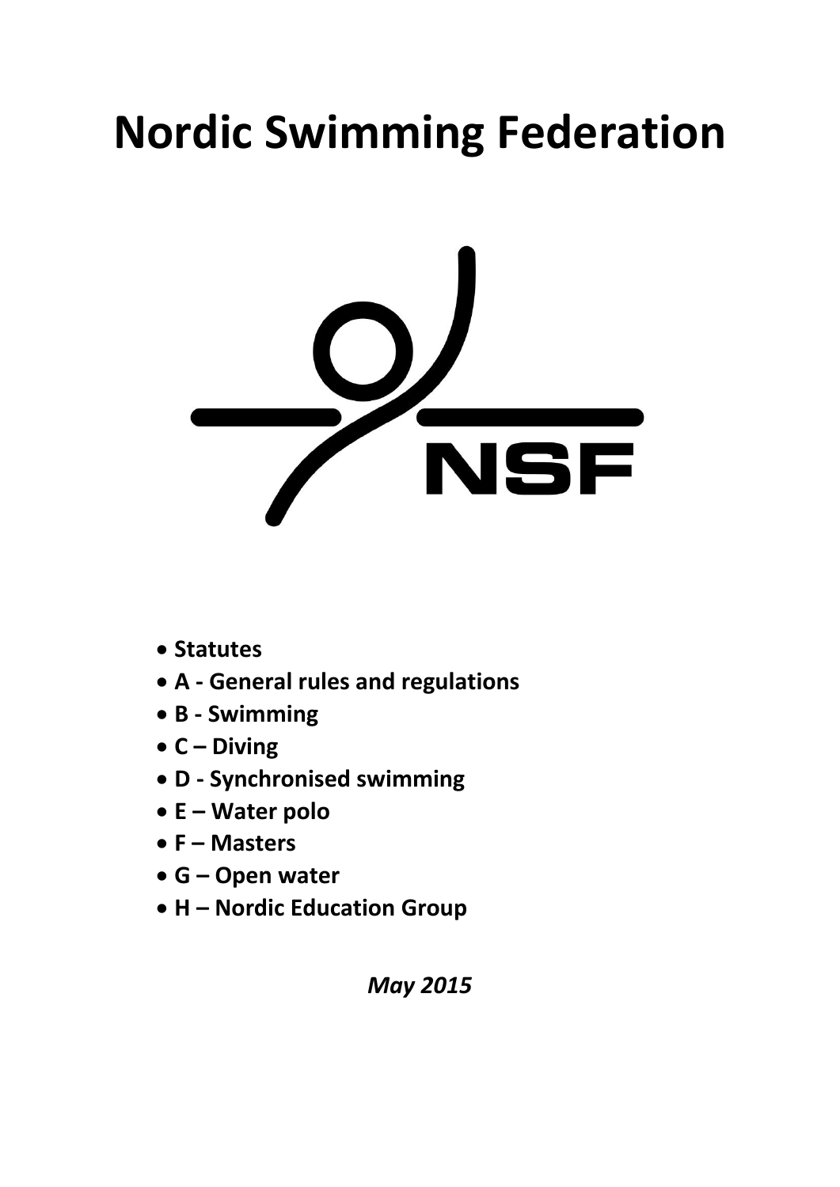# Nordic Swimming Federation

NSF

- **Statutes**
- **A - General rules and regulations**
- **B - Swimming**
- **C – Diving**
- **D - Synchronised swimming**
- **E – Water polo**
- **F – Masters**
- **G – Open water**
- **H – Nordic Education Group**

*May 2015*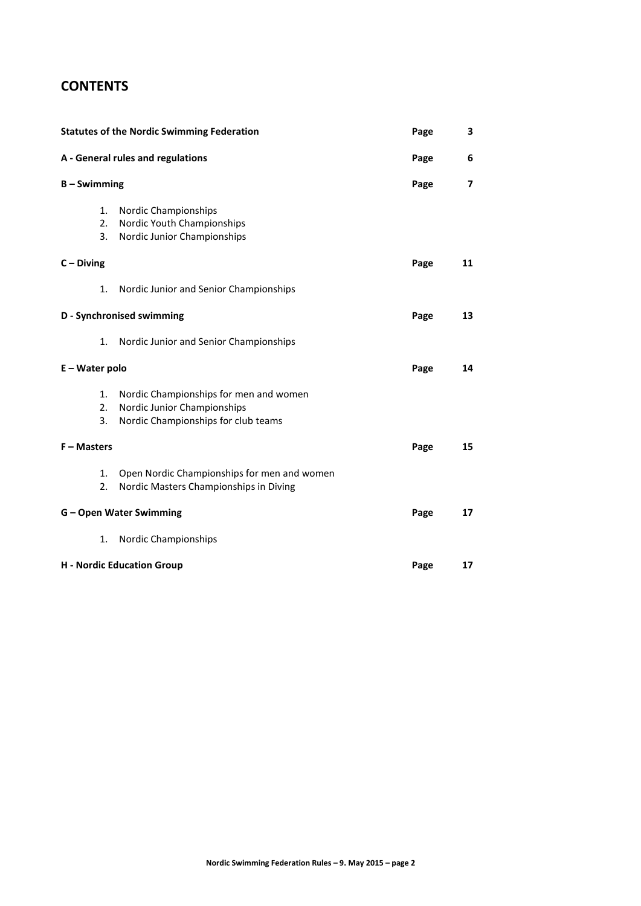## CONTENTS

| | | |
|---|---|---|
| **Statutes of the Nordic Swimming Federation** | **Page** | **3** |
| **A - General rules and regulations** | **Page** | **6** |
| **B – Swimming** | **Page** | **7** |
| 1. Nordic Championships<br>2. Nordic Youth Championships<br>3. Nordic Junior Championships | | |
| **C – Diving** | **Page** | **11** |
| 1. Nordic Junior and Senior Championships | | |
| **D - Synchronised swimming** | **Page** | **13** |
| 1. Nordic Junior and Senior Championships | | |
| **E – Water polo** | **Page** | **14** |
| 1. Nordic Championships for men and women<br>2. Nordic Junior Championships<br>3. Nordic Championships for club teams | | |
| **F – Masters** | **Page** | **15** |
| 1. Open Nordic Championships for men and women<br>2. Nordic Masters Championships in Diving | | |
| **G – Open Water Swimming** | **Page** | **17** |
| 1. Nordic Championships | | |
| **H - Nordic Education Group** | **Page** | **17** |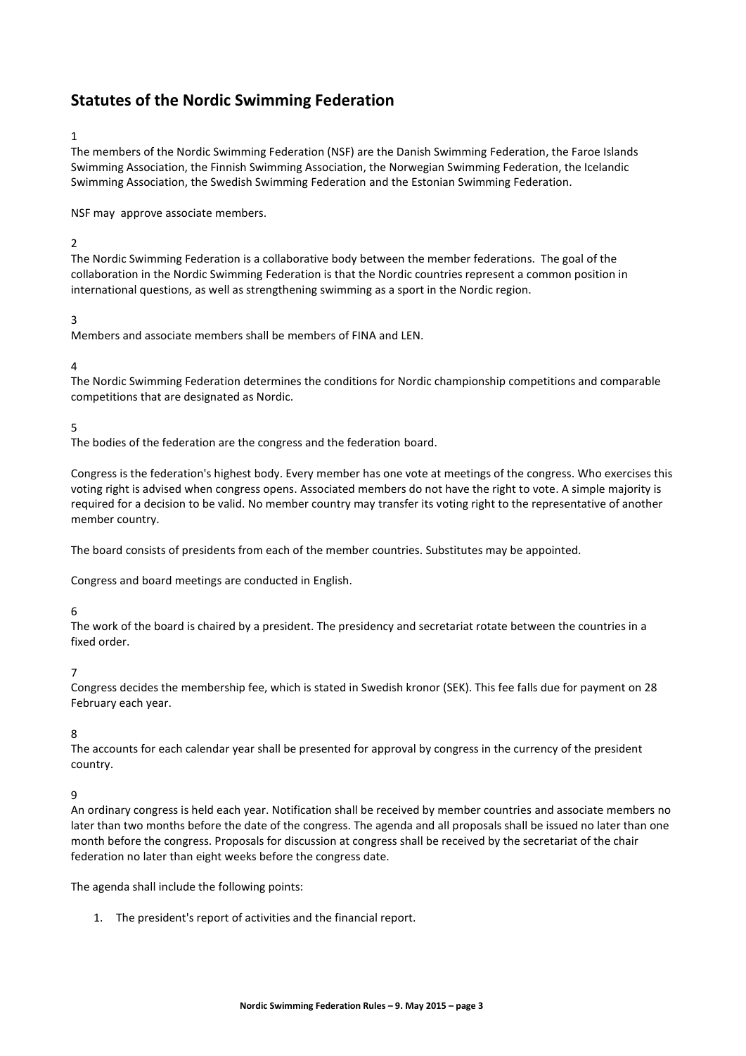# Statutes of the Nordic Swimming Federation

1

The members of the Nordic Swimming Federation (NSF) are the Danish Swimming Federation, the Faroe Islands Swimming Association, the Finnish Swimming Association, the Norwegian Swimming Federation, the Icelandic Swimming Association, the Swedish Swimming Federation and the Estonian Swimming Federation.

NSF may approve associate members.

2

The Nordic Swimming Federation is a collaborative body between the member federations. The goal of the collaboration in the Nordic Swimming Federation is that the Nordic countries represent a common position in international questions, as well as strengthening swimming as a sport in the Nordic region.

3

Members and associate members shall be members of FINA and LEN.

4

The Nordic Swimming Federation determines the conditions for Nordic championship competitions and comparable competitions that are designated as Nordic.

5

The bodies of the federation are the congress and the federation board.

Congress is the federation's highest body. Every member has one vote at meetings of the congress. Who exercises this voting right is advised when congress opens. Associated members do not have the right to vote. A simple majority is required for a decision to be valid. No member country may transfer its voting right to the representative of another member country.

The board consists of presidents from each of the member countries. Substitutes may be appointed.

Congress and board meetings are conducted in English.

6

The work of the board is chaired by a president. The presidency and secretariat rotate between the countries in a fixed order.

7

Congress decides the membership fee, which is stated in Swedish kronor (SEK). This fee falls due for payment on 28 February each year.

8

The accounts for each calendar year shall be presented for approval by congress in the currency of the president country.

9

An ordinary congress is held each year. Notification shall be received by member countries and associate members no later than two months before the date of the congress. The agenda and all proposals shall be issued no later than one month before the congress. Proposals for discussion at congress shall be received by the secretariat of the chair federation no later than eight weeks before the congress date.

The agenda shall include the following points:

1. The president's report of activities and the financial report.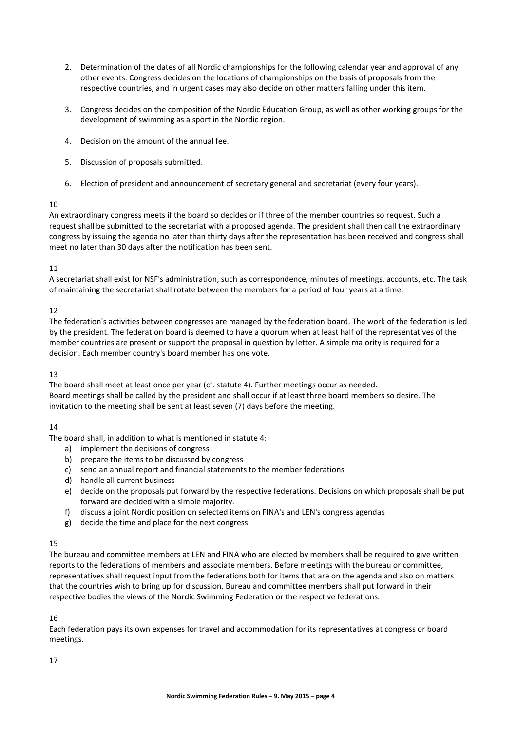2. Determination of the dates of all Nordic championships for the following calendar year and approval of any other events. Congress decides on the locations of championships on the basis of proposals from the respective countries, and in urgent cases may also decide on other matters falling under this item.

3. Congress decides on the composition of the Nordic Education Group, as well as other working groups for the development of swimming as a sport in the Nordic region.

4. Decision on the amount of the annual fee.

5. Discussion of proposals submitted.

6. Election of president and announcement of secretary general and secretariat (every four years).

10

An extraordinary congress meets if the board so decides or if three of the member countries so request. Such a request shall be submitted to the secretariat with a proposed agenda. The president shall then call the extraordinary congress by issuing the agenda no later than thirty days after the representation has been received and congress shall meet no later than 30 days after the notification has been sent.

11

A secretariat shall exist for NSF's administration, such as correspondence, minutes of meetings, accounts, etc. The task of maintaining the secretariat shall rotate between the members for a period of four years at a time.

12

The federation's activities between congresses are managed by the federation board. The work of the federation is led by the president. The federation board is deemed to have a quorum when at least half of the representatives of the member countries are present or support the proposal in question by letter. A simple majority is required for a decision. Each member country's board member has one vote.

13

The board shall meet at least once per year (cf. statute 4). Further meetings occur as needed.
Board meetings shall be called by the president and shall occur if at least three board members so desire. The invitation to the meeting shall be sent at least seven (7) days before the meeting.

14

The board shall, in addition to what is mentioned in statute 4:

a) implement the decisions of congress
b) prepare the items to be discussed by congress
c) send an annual report and financial statements to the member federations
d) handle all current business
e) decide on the proposals put forward by the respective federations. Decisions on which proposals shall be put forward are decided with a simple majority.
f) discuss a joint Nordic position on selected items on FINA's and LEN's congress agendas
g) decide the time and place for the next congress

15

The bureau and committee members at LEN and FINA who are elected by members shall be required to give written reports to the federations of members and associate members. Before meetings with the bureau or committee, representatives shall request input from the federations both for items that are on the agenda and also on matters that the countries wish to bring up for discussion. Bureau and committee members shall put forward in their respective bodies the views of the Nordic Swimming Federation or the respective federations.

16

Each federation pays its own expenses for travel and accommodation for its representatives at congress or board meetings.

17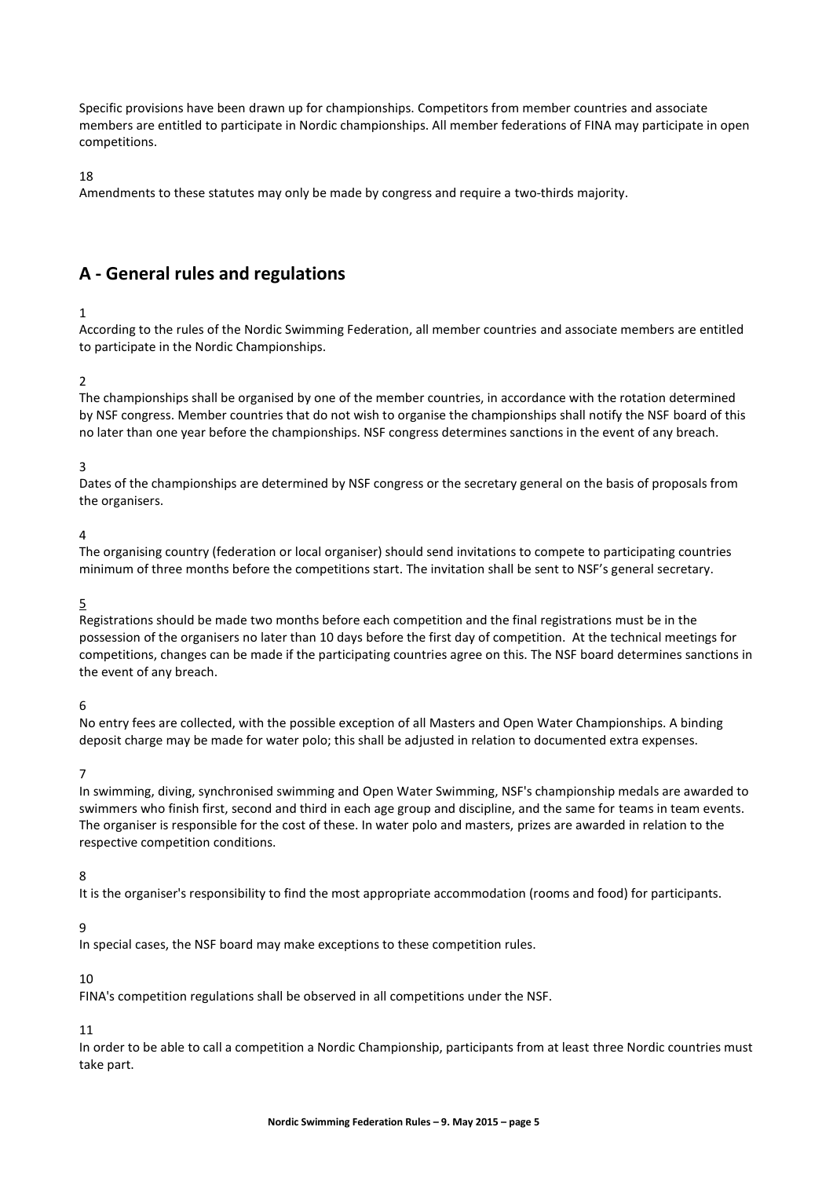Specific provisions have been drawn up for championships. Competitors from member countries and associate members are entitled to participate in Nordic championships. All member federations of FINA may participate in open competitions.

18

Amendments to these statutes may only be made by congress and require a two-thirds majority.

## A - General rules and regulations

1

According to the rules of the Nordic Swimming Federation, all member countries and associate members are entitled to participate in the Nordic Championships.

2

The championships shall be organised by one of the member countries, in accordance with the rotation determined by NSF congress. Member countries that do not wish to organise the championships shall notify the NSF board of this no later than one year before the championships. NSF congress determines sanctions in the event of any breach.

3

Dates of the championships are determined by NSF congress or the secretary general on the basis of proposals from the organisers.

4

The organising country (federation or local organiser) should send invitations to compete to participating countries minimum of three months before the competitions start. The invitation shall be sent to NSF's general secretary.

5

Registrations should be made two months before each competition and the final registrations must be in the possession of the organisers no later than 10 days before the first day of competition. At the technical meetings for competitions, changes can be made if the participating countries agree on this. The NSF board determines sanctions in the event of any breach.

6

No entry fees are collected, with the possible exception of all Masters and Open Water Championships. A binding deposit charge may be made for water polo; this shall be adjusted in relation to documented extra expenses.

7

In swimming, diving, synchronised swimming and Open Water Swimming, NSF's championship medals are awarded to swimmers who finish first, second and third in each age group and discipline, and the same for teams in team events. The organiser is responsible for the cost of these. In water polo and masters, prizes are awarded in relation to the respective competition conditions.

8

It is the organiser's responsibility to find the most appropriate accommodation (rooms and food) for participants.

9

In special cases, the NSF board may make exceptions to these competition rules.

10

FINA's competition regulations shall be observed in all competitions under the NSF.

11

In order to be able to call a competition a Nordic Championship, participants from at least three Nordic countries must take part.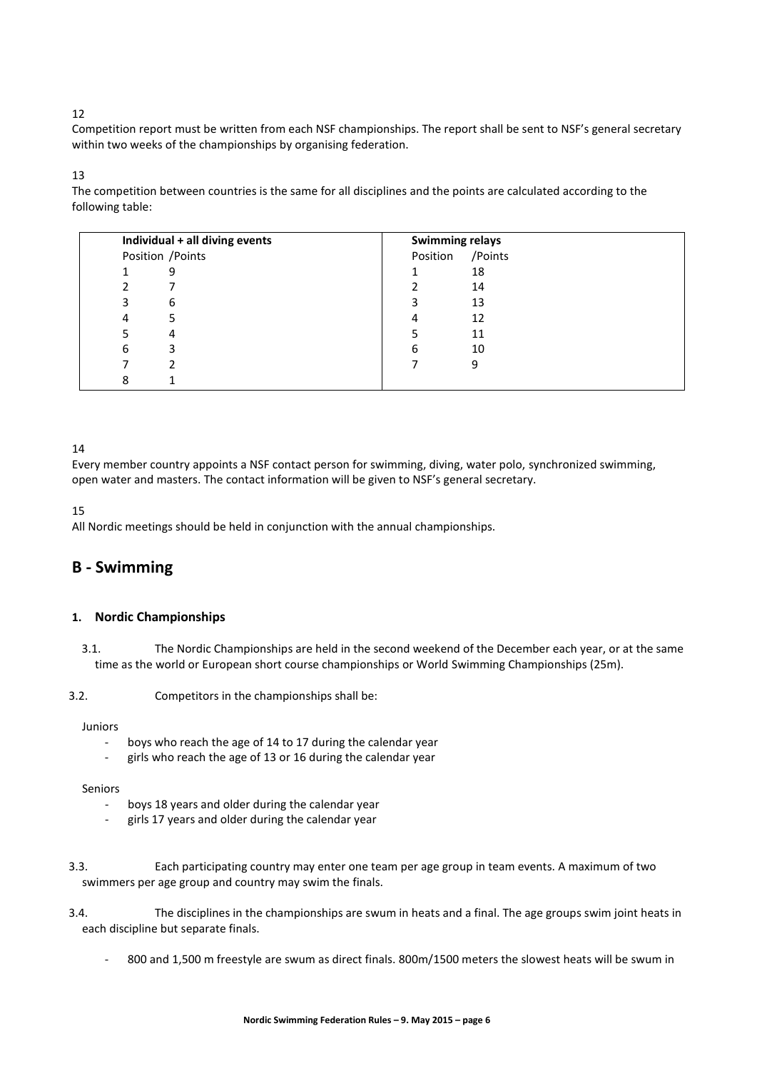12

Competition report must be written from each NSF championships. The report shall be sent to NSF's general secretary within two weeks of the championships by organising federation.

13

The competition between countries is the same for all disciplines and the points are calculated according to the following table:

| Individual + all diving events | | Swimming relays | |
|---|---|---|---|
| Position | /Points | Position | /Points |
| 1 | 9 | 1 | 18 |
| 2 | 7 | 2 | 14 |
| 3 | 6 | 3 | 13 |
| 4 | 5 | 4 | 12 |
| 5 | 4 | 5 | 11 |
| 6 | 3 | 6 | 10 |
| 7 | 2 | 7 | 9 |
| 8 | 1 | | |

14

Every member country appoints a NSF contact person for swimming, diving, water polo, synchronized swimming, open water and masters. The contact information will be given to NSF's general secretary.

15

All Nordic meetings should be held in conjunction with the annual championships.

## B - Swimming

### 1. Nordic Championships

3.1. The Nordic Championships are held in the second weekend of the December each year, or at the same time as the world or European short course championships or World Swimming Championships (25m).

3.2. Competitors in the championships shall be:

Juniors

- boys who reach the age of 14 to 17 during the calendar year
- girls who reach the age of 13 or 16 during the calendar year

Seniors

- boys 18 years and older during the calendar year
- girls 17 years and older during the calendar year

3.3. Each participating country may enter one team per age group in team events. A maximum of two swimmers per age group and country may swim the finals.

3.4. The disciplines in the championships are swum in heats and a final. The age groups swim joint heats in each discipline but separate finals.

- 800 and 1,500 m freestyle are swum as direct finals. 800m/1500 meters the slowest heats will be swum in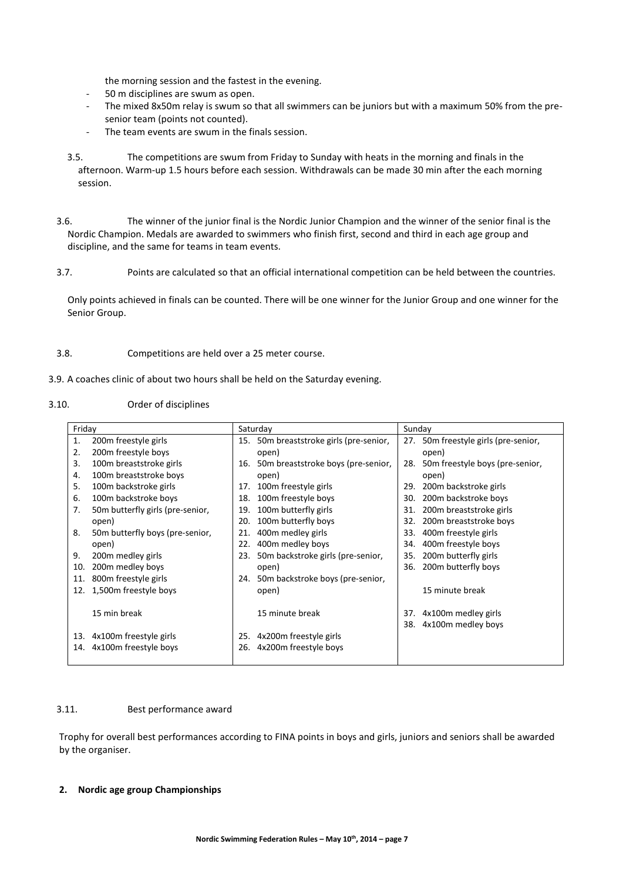the morning session and the fastest in the evening.

- 50 m disciplines are swum as open.
- The mixed 8x50m relay is swum so that all swimmers can be juniors but with a maximum 50% from the pre-senior team (points not counted).
- The team events are swum in the finals session.

3.5. The competitions are swum from Friday to Sunday with heats in the morning and finals in the afternoon. Warm-up 1.5 hours before each session. Withdrawals can be made 30 min after the each morning session.

3.6. The winner of the junior final is the Nordic Junior Champion and the winner of the senior final is the Nordic Champion. Medals are awarded to swimmers who finish first, second and third in each age group and discipline, and the same for teams in team events.

3.7. Points are calculated so that an official international competition can be held between the countries.

Only points achieved in finals can be counted. There will be one winner for the Junior Group and one winner for the Senior Group.

3.8. Competitions are held over a 25 meter course.

3.9. A coaches clinic of about two hours shall be held on the Saturday evening.

3.10. Order of disciplines

| Friday | Saturday | Sunday |
|---|---|---|
| 1. 200m freestyle girls | 15. 50m breaststroke girls (pre-senior, open) | 27. 50m freestyle girls (pre-senior, open) |
| 2. 200m freestyle boys | 16. 50m breaststroke boys (pre-senior, open) | 28. 50m freestyle boys (pre-senior, open) |
| 3. 100m breaststroke girls | 17. 100m freestyle girls | 29. 200m backstroke girls |
| 4. 100m breaststroke boys | 18. 100m freestyle boys | 30. 200m backstroke boys |
| 5. 100m backstroke girls | 19. 100m butterfly girls | 31. 200m breaststroke girls |
| 6. 100m backstroke boys | 20. 100m butterfly boys | 32. 200m breaststroke boys |
| 7. 50m butterfly girls (pre-senior, open) | 21. 400m medley girls | 33. 400m freestyle girls |
| 8. 50m butterfly boys (pre-senior, open) | 22. 400m medley boys | 34. 400m freestyle boys |
| 9. 200m medley girls | 23. 50m backstroke girls (pre-senior, open) | 35. 200m butterfly girls |
| 10. 200m medley boys | 24. 50m backstroke boys (pre-senior, open) | 36. 200m butterfly boys |
| 11. 800m freestyle girls | | |
| 12. 1,500m freestyle boys | | 15 minute break |
| 15 min break | 15 minute break | 37. 4x100m medley girls |
| | | 38. 4x100m medley boys |
| 13. 4x100m freestyle girls | 25. 4x200m freestyle girls | |
| 14. 4x100m freestyle boys | 26. 4x200m freestyle boys | |

3.11. Best performance award

Trophy for overall best performances according to FINA points in boys and girls, juniors and seniors shall be awarded by the organiser.

## 2. Nordic age group Championships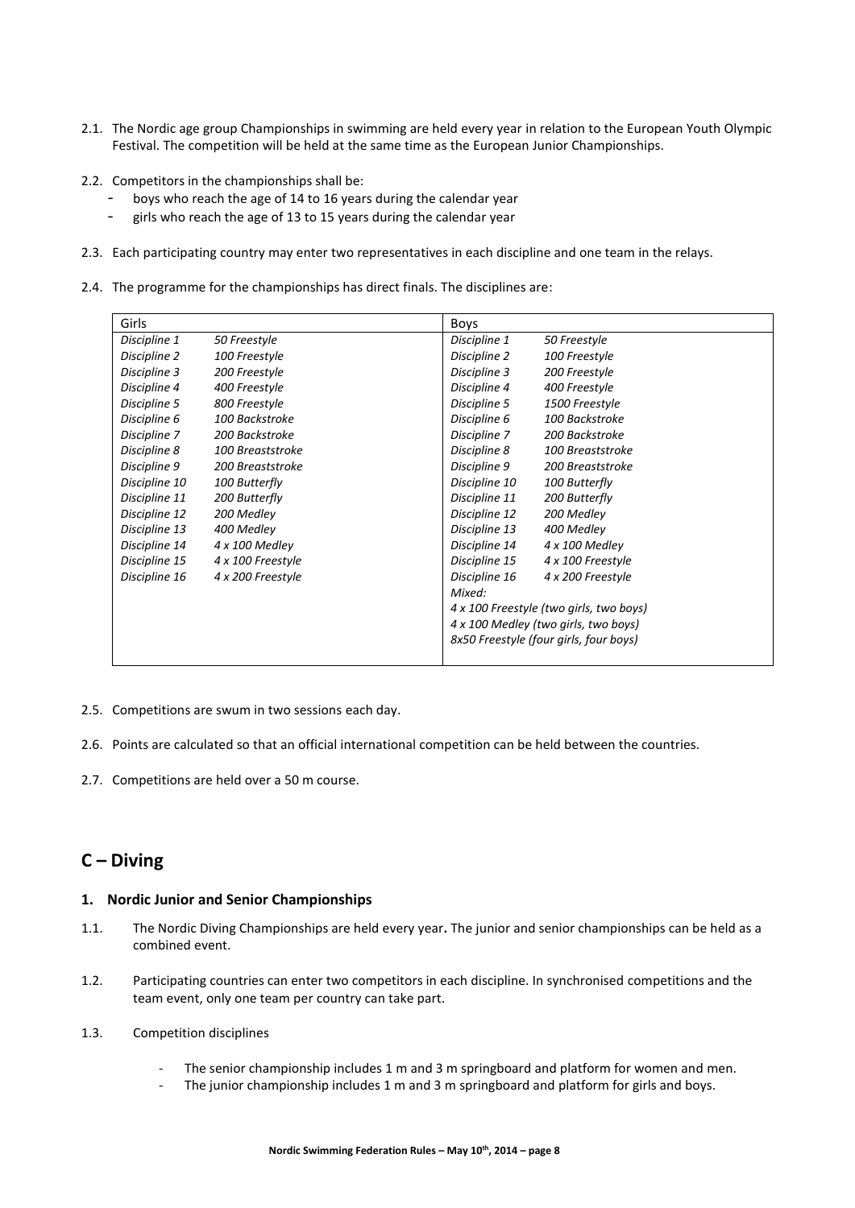2.1. The Nordic age group Championships in swimming are held every year in relation to the European Youth Olympic Festival. The competition will be held at the same time as the European Junior Championships.

2.2. Competitors in the championships shall be:
   - boys who reach the age of 14 to 16 years during the calendar year
   - girls who reach the age of 13 to 15 years during the calendar year

2.3. Each participating country may enter two representatives in each discipline and one team in the relays.

2.4. The programme for the championships has direct finals. The disciplines are:

| Girls | | Boys | |
|---|---|---|---|
| *Discipline 1* | *50 Freestyle* | *Discipline 1* | *50 Freestyle* |
| *Discipline 2* | *100 Freestyle* | *Discipline 2* | *100 Freestyle* |
| *Discipline 3* | *200 Freestyle* | *Discipline 3* | *200 Freestyle* |
| *Discipline 4* | *400 Freestyle* | *Discipline 4* | *400 Freestyle* |
| *Discipline 5* | *800 Freestyle* | *Discipline 5* | *1500 Freestyle* |
| *Discipline 6* | *100 Backstroke* | *Discipline 6* | *100 Backstroke* |
| *Discipline 7* | *200 Backstroke* | *Discipline 7* | *200 Backstroke* |
| *Discipline 8* | *100 Breaststroke* | *Discipline 8* | *100 Breaststroke* |
| *Discipline 9* | *200 Breaststroke* | *Discipline 9* | *200 Breaststroke* |
| *Discipline 10* | *100 Butterfly* | *Discipline 10* | *100 Butterfly* |
| *Discipline 11* | *200 Butterfly* | *Discipline 11* | *200 Butterfly* |
| *Discipline 12* | *200 Medley* | *Discipline 12* | *200 Medley* |
| *Discipline 13* | *400 Medley* | *Discipline 13* | *400 Medley* |
| *Discipline 14* | *4 x 100 Medley* | *Discipline 14* | *4 x 100 Medley* |
| *Discipline 15* | *4 x 100 Freestyle* | *Discipline 15* | *4 x 100 Freestyle* |
| *Discipline 16* | *4 x 200 Freestyle* | *Discipline 16* | *4 x 200 Freestyle* |
| | | *Mixed:* | |
| | | *4 x 100 Freestyle (two girls, two boys)* | |
| | | *4 x 100 Medley (two girls, two boys)* | |
| | | *8x50 Freestyle (four girls, four boys)* | |

2.5. Competitions are swum in two sessions each day.

2.6. Points are calculated so that an official international competition can be held between the countries.

2.7. Competitions are held over a 50 m course.

## C – Diving

### 1. Nordic Junior and Senior Championships

1.1. The Nordic Diving Championships are held every year**.** The junior and senior championships can be held as a combined event.

1.2. Participating countries can enter two competitors in each discipline. In synchronised competitions and the team event, only one team per country can take part.

1.3. Competition disciplines

   - The senior championship includes 1 m and 3 m springboard and platform for women and men.
   - The junior championship includes 1 m and 3 m springboard and platform for girls and boys.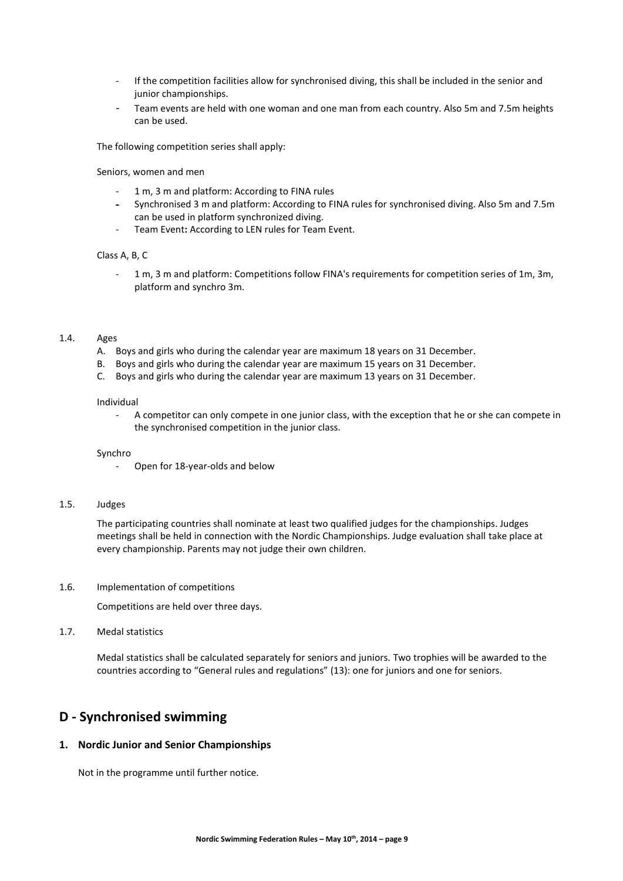- If the competition facilities allow for synchronised diving, this shall be included in the senior and junior championships.
- Team events are held with one woman and one man from each country. Also 5m and 7.5m heights can be used.

The following competition series shall apply:

Seniors, women and men

- 1 m, 3 m and platform: According to FINA rules
- Synchronised 3 m and platform: According to FINA rules for synchronised diving. Also 5m and 7.5m can be used in platform synchronized diving.
- Team Event**:** According to LEN rules for Team Event.

Class A, B, C

- 1 m, 3 m and platform: Competitions follow FINA's requirements for competition series of 1m, 3m, platform and synchro 3m.

1.4. Ages

A. Boys and girls who during the calendar year are maximum 18 years on 31 December.
B. Boys and girls who during the calendar year are maximum 15 years on 31 December.
C. Boys and girls who during the calendar year are maximum 13 years on 31 December.

Individual

- A competitor can only compete in one junior class, with the exception that he or she can compete in the synchronised competition in the junior class.

Synchro

- Open for 18-year-olds and below

1.5. Judges

The participating countries shall nominate at least two qualified judges for the championships. Judges meetings shall be held in connection with the Nordic Championships. Judge evaluation shall take place at every championship. Parents may not judge their own children.

1.6. Implementation of competitions

Competitions are held over three days.

1.7. Medal statistics

Medal statistics shall be calculated separately for seniors and juniors. Two trophies will be awarded to the countries according to "General rules and regulations" (13): one for juniors and one for seniors.

## D - Synchronised swimming

### 1. Nordic Junior and Senior Championships

Not in the programme until further notice.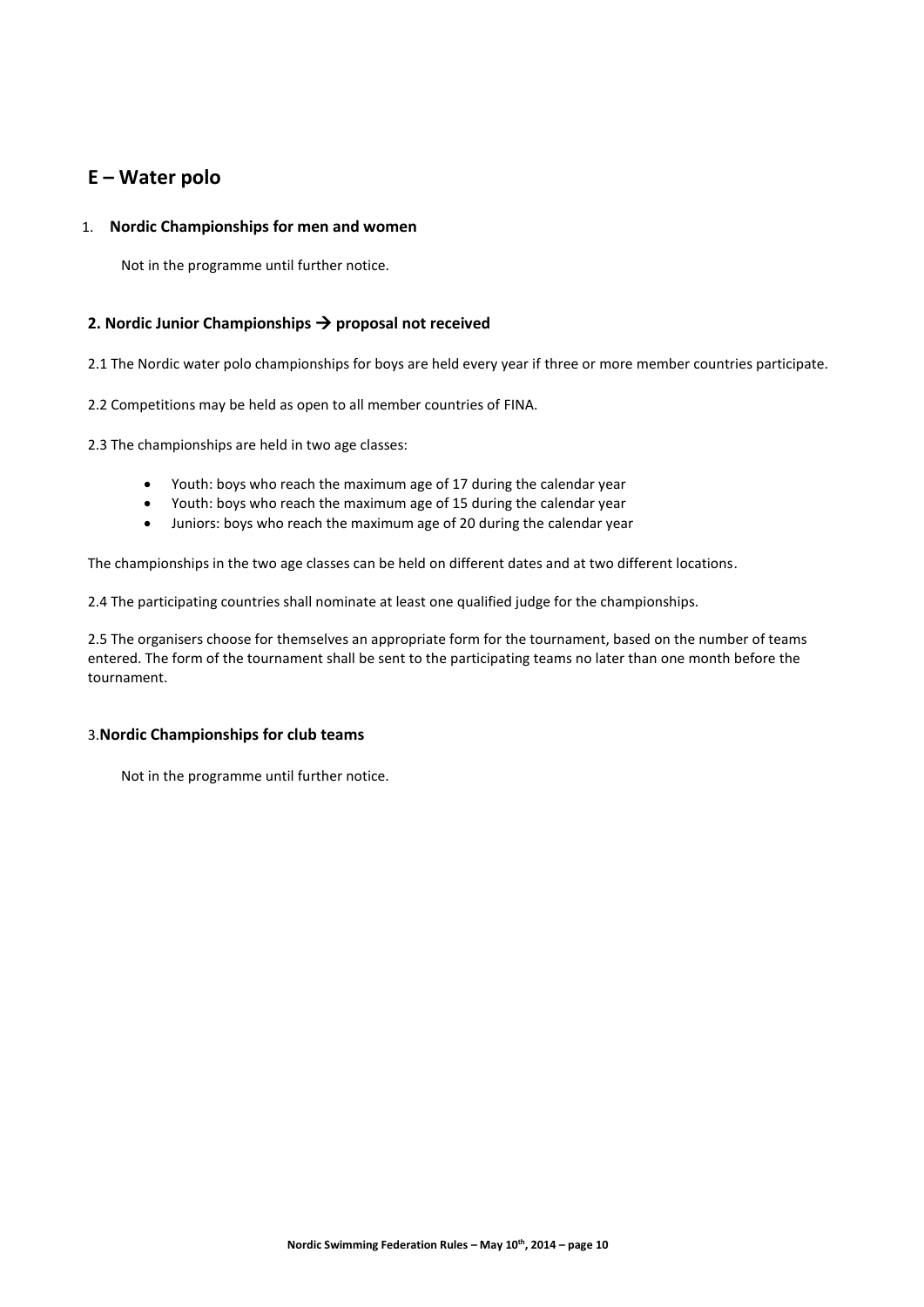# E – Water polo

1. **Nordic Championships for men and women**

   Not in the programme until further notice.

### 2. Nordic Junior Championships → proposal not received

2.1 The Nordic water polo championships for boys are held every year if three or more member countries participate.

2.2 Competitions may be held as open to all member countries of FINA.

2.3 The championships are held in two age classes:

- Youth: boys who reach the maximum age of 17 during the calendar year
- Youth: boys who reach the maximum age of 15 during the calendar year
- Juniors: boys who reach the maximum age of 20 during the calendar year

The championships in the two age classes can be held on different dates and at two different locations.

2.4 The participating countries shall nominate at least one qualified judge for the championships.

2.5 The organisers choose for themselves an appropriate form for the tournament, based on the number of teams entered. The form of the tournament shall be sent to the participating teams no later than one month before the tournament.

3. **Nordic Championships for club teams**

   Not in the programme until further notice.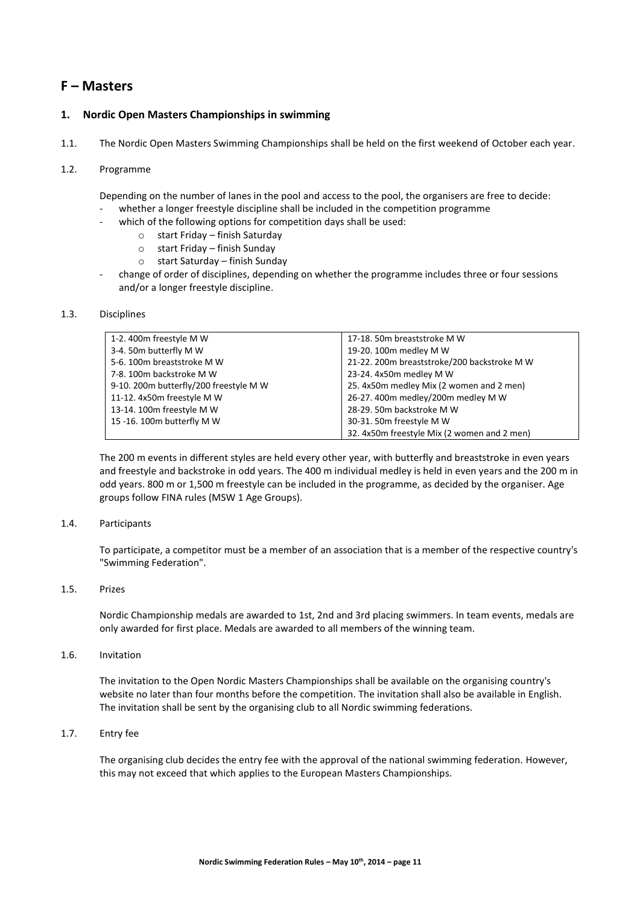# F – Masters

## 1. Nordic Open Masters Championships in swimming

1.1. The Nordic Open Masters Swimming Championships shall be held on the first weekend of October each year.

1.2. Programme

Depending on the number of lanes in the pool and access to the pool, the organisers are free to decide:

- whether a longer freestyle discipline shall be included in the competition programme
- which of the following options for competition days shall be used:
  - start Friday – finish Saturday
  - start Friday – finish Sunday
  - start Saturday – finish Sunday
- change of order of disciplines, depending on whether the programme includes three or four sessions and/or a longer freestyle discipline.

1.3. Disciplines

| | |
|---|---|
| 1-2. 400m freestyle M W | 17-18. 50m breaststroke M W |
| 3-4. 50m butterfly M W | 19-20. 100m medley M W |
| 5-6. 100m breaststroke M W | 21-22. 200m breaststroke/200 backstroke M W |
| 7-8. 100m backstroke M W | 23-24. 4x50m medley M W |
| 9-10. 200m butterfly/200 freestyle M W | 25. 4x50m medley Mix (2 women and 2 men) |
| 11-12. 4x50m freestyle M W | 26-27. 400m medley/200m medley M W |
| 13-14. 100m freestyle M W | 28-29. 50m backstroke M W |
| 15 -16. 100m butterfly M W | 30-31. 50m freestyle M W |
| | 32. 4x50m freestyle Mix (2 women and 2 men) |

The 200 m events in different styles are held every other year, with butterfly and breaststroke in even years and freestyle and backstroke in odd years. The 400 m individual medley is held in even years and the 200 m in odd years. 800 m or 1,500 m freestyle can be included in the programme, as decided by the organiser. Age groups follow FINA rules (MSW 1 Age Groups).

1.4. Participants

To participate, a competitor must be a member of an association that is a member of the respective country's "Swimming Federation".

1.5. Prizes

Nordic Championship medals are awarded to 1st, 2nd and 3rd placing swimmers. In team events, medals are only awarded for first place. Medals are awarded to all members of the winning team.

1.6. Invitation

The invitation to the Open Nordic Masters Championships shall be available on the organising country's website no later than four months before the competition. The invitation shall also be available in English. The invitation shall be sent by the organising club to all Nordic swimming federations.

1.7. Entry fee

The organising club decides the entry fee with the approval of the national swimming federation. However, this may not exceed that which applies to the European Masters Championships.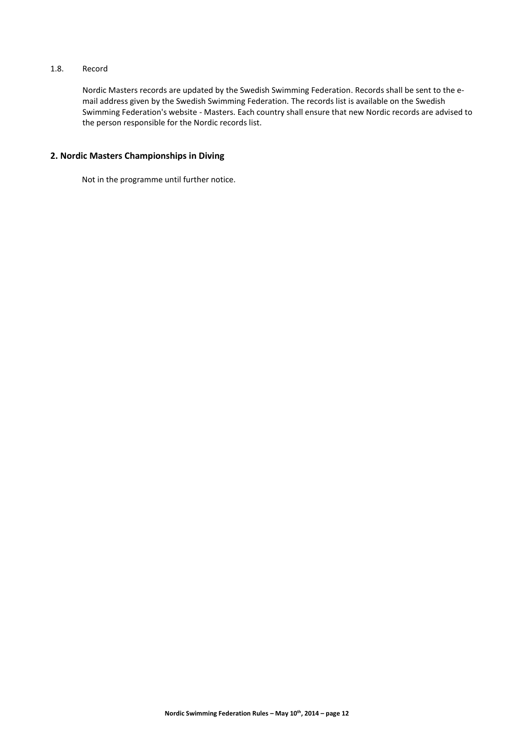### 1.8. Record

Nordic Masters records are updated by the Swedish Swimming Federation. Records shall be sent to the e-mail address given by the Swedish Swimming Federation. The records list is available on the Swedish Swimming Federation's website - Masters. Each country shall ensure that new Nordic records are advised to the person responsible for the Nordic records list.

## 2. Nordic Masters Championships in Diving

Not in the programme until further notice.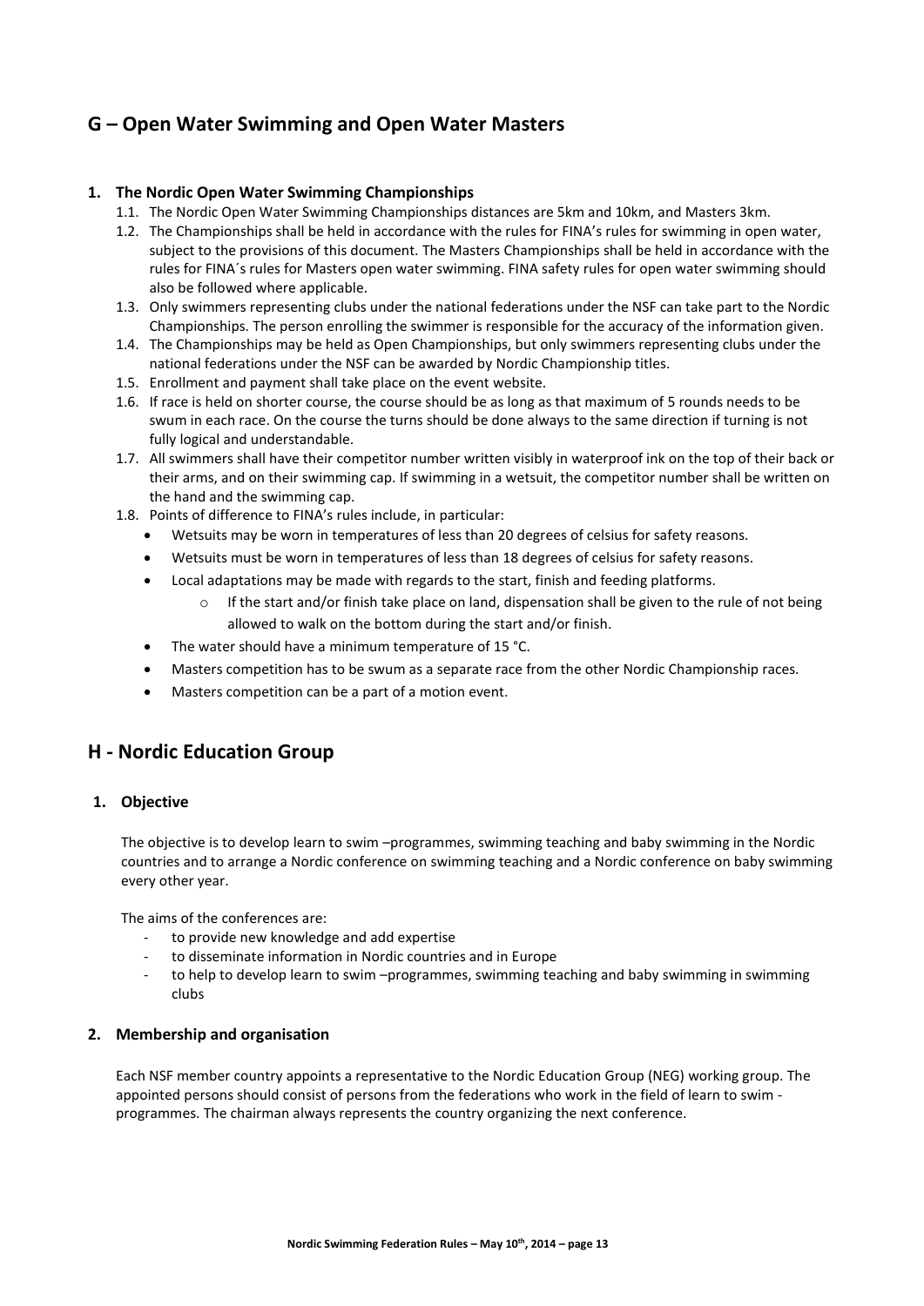## G – Open Water Swimming and Open Water Masters

### 1. The Nordic Open Water Swimming Championships

1.1. The Nordic Open Water Swimming Championships distances are 5km and 10km, and Masters 3km.

1.2. The Championships shall be held in accordance with the rules for FINA's rules for swimming in open water, subject to the provisions of this document. The Masters Championships shall be held in accordance with the rules for FINA´s rules for Masters open water swimming. FINA safety rules for open water swimming should also be followed where applicable.

1.3. Only swimmers representing clubs under the national federations under the NSF can take part to the Nordic Championships. The person enrolling the swimmer is responsible for the accuracy of the information given.

1.4. The Championships may be held as Open Championships, but only swimmers representing clubs under the national federations under the NSF can be awarded by Nordic Championship titles.

1.5. Enrollment and payment shall take place on the event website.

1.6. If race is held on shorter course, the course should be as long as that maximum of 5 rounds needs to be swum in each race. On the course the turns should be done always to the same direction if turning is not fully logical and understandable.

1.7. All swimmers shall have their competitor number written visibly in waterproof ink on the top of their back or their arms, and on their swimming cap. If swimming in a wetsuit, the competitor number shall be written on the hand and the swimming cap.

1.8. Points of difference to FINA's rules include, in particular:

- Wetsuits may be worn in temperatures of less than 20 degrees of celsius for safety reasons.
- Wetsuits must be worn in temperatures of less than 18 degrees of celsius for safety reasons.
- Local adaptations may be made with regards to the start, finish and feeding platforms.
    - If the start and/or finish take place on land, dispensation shall be given to the rule of not being allowed to walk on the bottom during the start and/or finish.
- The water should have a minimum temperature of 15 °C.
- Masters competition has to be swum as a separate race from the other Nordic Championship races.
- Masters competition can be a part of a motion event.

## H - Nordic Education Group

### 1. Objective

The objective is to develop learn to swim –programmes, swimming teaching and baby swimming in the Nordic countries and to arrange a Nordic conference on swimming teaching and a Nordic conference on baby swimming every other year.

The aims of the conferences are:

- to provide new knowledge and add expertise
- to disseminate information in Nordic countries and in Europe
- to help to develop learn to swim –programmes, swimming teaching and baby swimming in swimming clubs

### 2. Membership and organisation

Each NSF member country appoints a representative to the Nordic Education Group (NEG) working group. The appointed persons should consist of persons from the federations who work in the field of learn to swim - programmes. The chairman always represents the country organizing the next conference.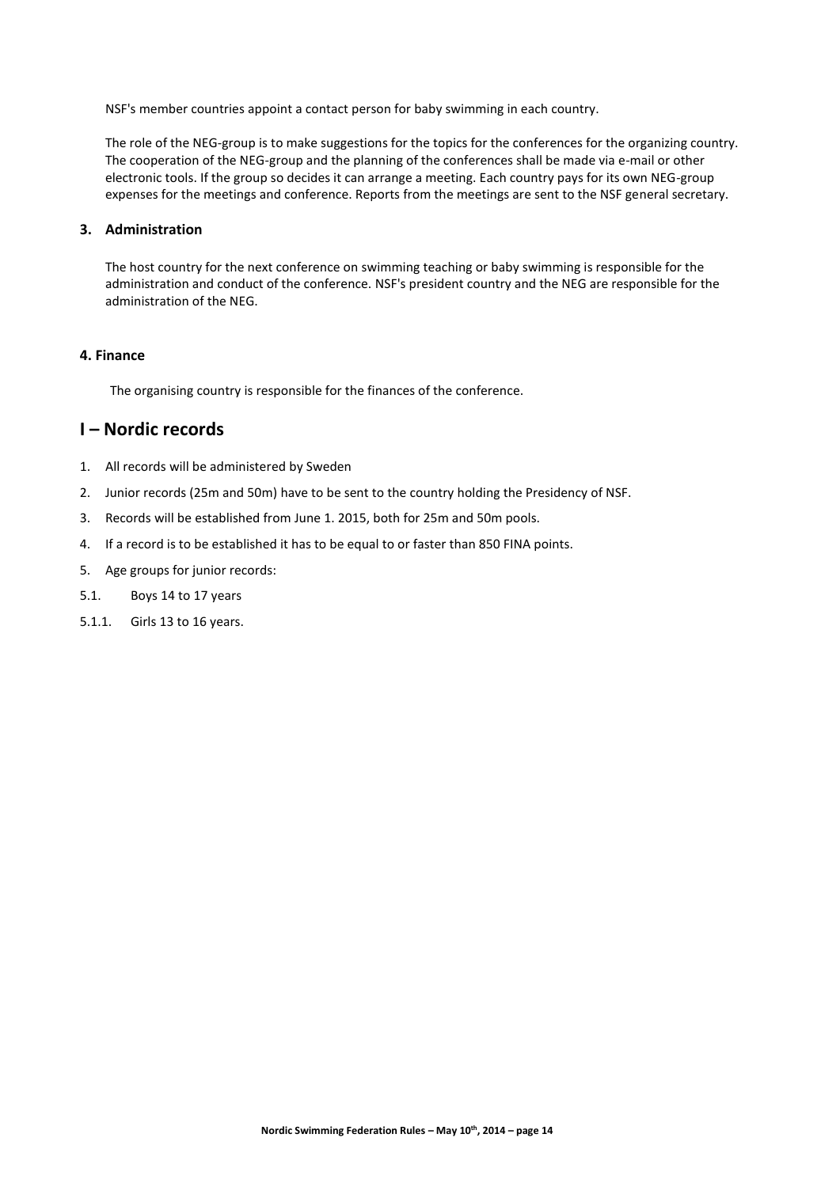NSF's member countries appoint a contact person for baby swimming in each country.

The role of the NEG-group is to make suggestions for the topics for the conferences for the organizing country. The cooperation of the NEG-group and the planning of the conferences shall be made via e-mail or other electronic tools. If the group so decides it can arrange a meeting. Each country pays for its own NEG-group expenses for the meetings and conference. Reports from the meetings are sent to the NSF general secretary.

### 3. Administration

The host country for the next conference on swimming teaching or baby swimming is responsible for the administration and conduct of the conference. NSF's president country and the NEG are responsible for the administration of the NEG.

### 4. Finance

The organising country is responsible for the finances of the conference.

## I – Nordic records

1. All records will be administered by Sweden
2. Junior records (25m and 50m) have to be sent to the country holding the Presidency of NSF.
3. Records will be established from June 1. 2015, both for 25m and 50m pools.
4. If a record is to be established it has to be equal to or faster than 850 FINA points.
5. Age groups for junior records:

5.1. Boys 14 to 17 years

5.1.1. Girls 13 to 16 years.